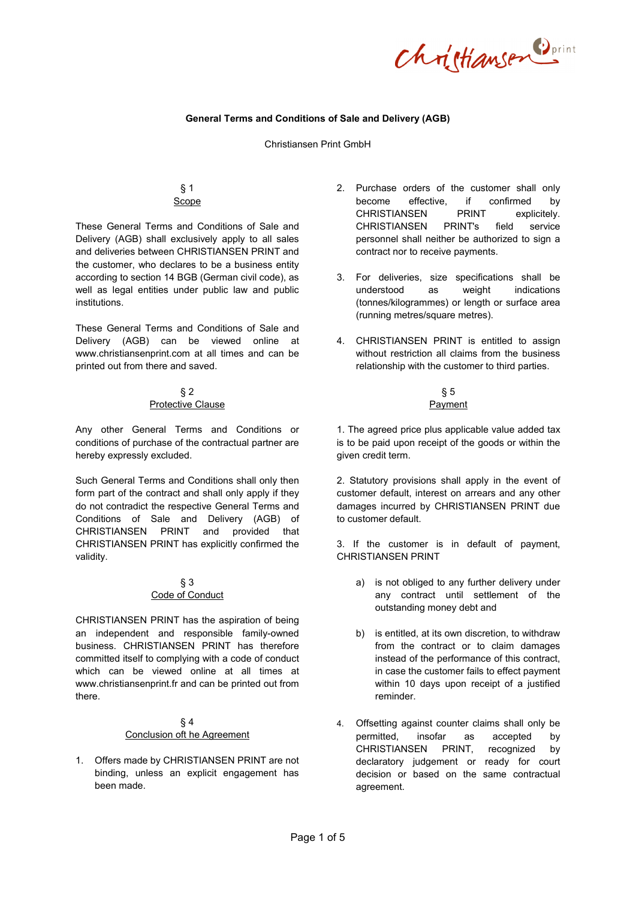# General Terms and Conditions of Sale and Delivery (AGB)

Christiansen Print GmbH

## § 1
## Scope

These General Terms and Conditions of Sale and Delivery (AGB) shall exclusively apply to all sales and deliveries between CHRISTIANSEN PRINT and the customer, who declares to be a business entity according to section 14 BGB (German civil code), as well as legal entities under public law and public institutions.

These General Terms and Conditions of Sale and Delivery (AGB) can be viewed online at www.christiansenprint.com at all times and can be printed out from there and saved.

## § 2
## Protective Clause

Any other General Terms and Conditions or conditions of purchase of the contractual partner are hereby expressly excluded.

Such General Terms and Conditions shall only then form part of the contract and shall only apply if they do not contradict the respective General Terms and Conditions of Sale and Delivery (AGB) of CHRISTIANSEN PRINT and provided that CHRISTIANSEN PRINT has explicitly confirmed the validity.

## § 3
## Code of Conduct

CHRISTIANSEN PRINT has the aspiration of being an independent and responsible family-owned business. CHRISTIANSEN PRINT has therefore committed itself to complying with a code of conduct which can be viewed online at all times at www.christiansenprint.fr and can be printed out from there.

## § 4
## Conclusion oft he Agreement

1. Offers made by CHRISTIANSEN PRINT are not binding, unless an explicit engagement has been made.

2. Purchase orders of the customer shall only become effective, if confirmed by CHRISTIANSEN PRINT explicitely. CHRISTIANSEN PRINT's field service personnel shall neither be authorized to sign a contract nor to receive payments.

3. For deliveries, size specifications shall be understood as weight indications (tonnes/kilogrammes) or length or surface area (running metres/square metres).

4. CHRISTIANSEN PRINT is entitled to assign without restriction all claims from the business relationship with the customer to third parties.

## § 5
## Payment

1. The agreed price plus applicable value added tax is to be paid upon receipt of the goods or within the given credit term.

2. Statutory provisions shall apply in the event of customer default, interest on arrears and any other damages incurred by CHRISTIANSEN PRINT due to customer default.

3. If the customer is in default of payment, CHRISTIANSEN PRINT

   a) is not obliged to any further delivery under any contract until settlement of the outstanding money debt and

   b) is entitled, at its own discretion, to withdraw from the contract or to claim damages instead of the performance of this contract, in case the customer fails to effect payment within 10 days upon receipt of a justified reminder.

4. Offsetting against counter claims shall only be permitted, insofar as accepted by CHRISTIANSEN PRINT, recognized by declaratory judgement or ready for court decision or based on the same contractual agreement.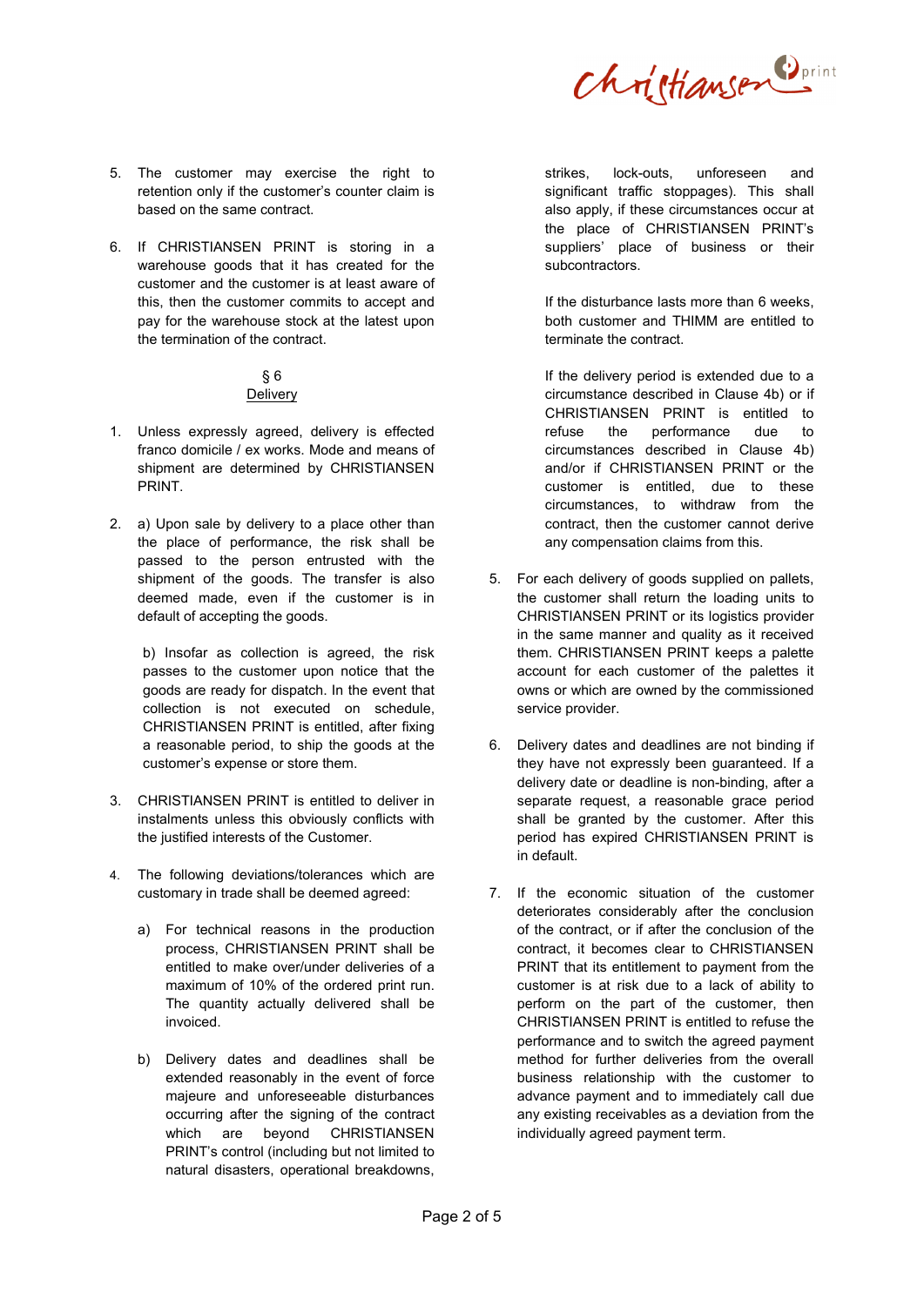5. The customer may exercise the right to retention only if the customer's counter claim is based on the same contract.

6. If CHRISTIANSEN PRINT is storing in a warehouse goods that it has created for the customer and the customer is at least aware of this, then the customer commits to accept and pay for the warehouse stock at the latest upon the termination of the contract.

## § 6
## Delivery

1. Unless expressly agreed, delivery is effected franco domicile / ex works. Mode and means of shipment are determined by CHRISTIANSEN PRINT.

2. a) Upon sale by delivery to a place other than the place of performance, the risk shall be passed to the person entrusted with the shipment of the goods. The transfer is also deemed made, even if the customer is in default of accepting the goods.

   b) Insofar as collection is agreed, the risk passes to the customer upon notice that the goods are ready for dispatch. In the event that collection is not executed on schedule, CHRISTIANSEN PRINT is entitled, after fixing a reasonable period, to ship the goods at the customer's expense or store them.

3. CHRISTIANSEN PRINT is entitled to deliver in instalments unless this obviously conflicts with the justified interests of the Customer.

4. The following deviations/tolerances which are customary in trade shall be deemed agreed:

   a) For technical reasons in the production process, CHRISTIANSEN PRINT shall be entitled to make over/under deliveries of a maximum of 10% of the ordered print run. The quantity actually delivered shall be invoiced.

   b) Delivery dates and deadlines shall be extended reasonably in the event of force majeure and unforeseeable disturbances occurring after the signing of the contract which are beyond CHRISTIANSEN PRINT's control (including but not limited to natural disasters, operational breakdowns, strikes, lock-outs, unforeseen and significant traffic stoppages). This shall also apply, if these circumstances occur at the place of CHRISTIANSEN PRINT's suppliers' place of business or their subcontractors.

   If the disturbance lasts more than 6 weeks, both customer and THIMM are entitled to terminate the contract.

   If the delivery period is extended due to a circumstance described in Clause 4b) or if CHRISTIANSEN PRINT is entitled to refuse the performance due to circumstances described in Clause 4b) and/or if CHRISTIANSEN PRINT or the customer is entitled, due to these circumstances, to withdraw from the contract, then the customer cannot derive any compensation claims from this.

5. For each delivery of goods supplied on pallets, the customer shall return the loading units to CHRISTIANSEN PRINT or its logistics provider in the same manner and quality as it received them. CHRISTIANSEN PRINT keeps a palette account for each customer of the palettes it owns or which are owned by the commissioned service provider.

6. Delivery dates and deadlines are not binding if they have not expressly been guaranteed. If a delivery date or deadline is non-binding, after a separate request, a reasonable grace period shall be granted by the customer. After this period has expired CHRISTIANSEN PRINT is in default.

7. If the economic situation of the customer deteriorates considerably after the conclusion of the contract, or if after the conclusion of the contract, it becomes clear to CHRISTIANSEN PRINT that its entitlement to payment from the customer is at risk due to a lack of ability to perform on the part of the customer, then CHRISTIANSEN PRINT is entitled to refuse the performance and to switch the agreed payment method for further deliveries from the overall business relationship with the customer to advance payment and to immediately call due any existing receivables as a deviation from the individually agreed payment term.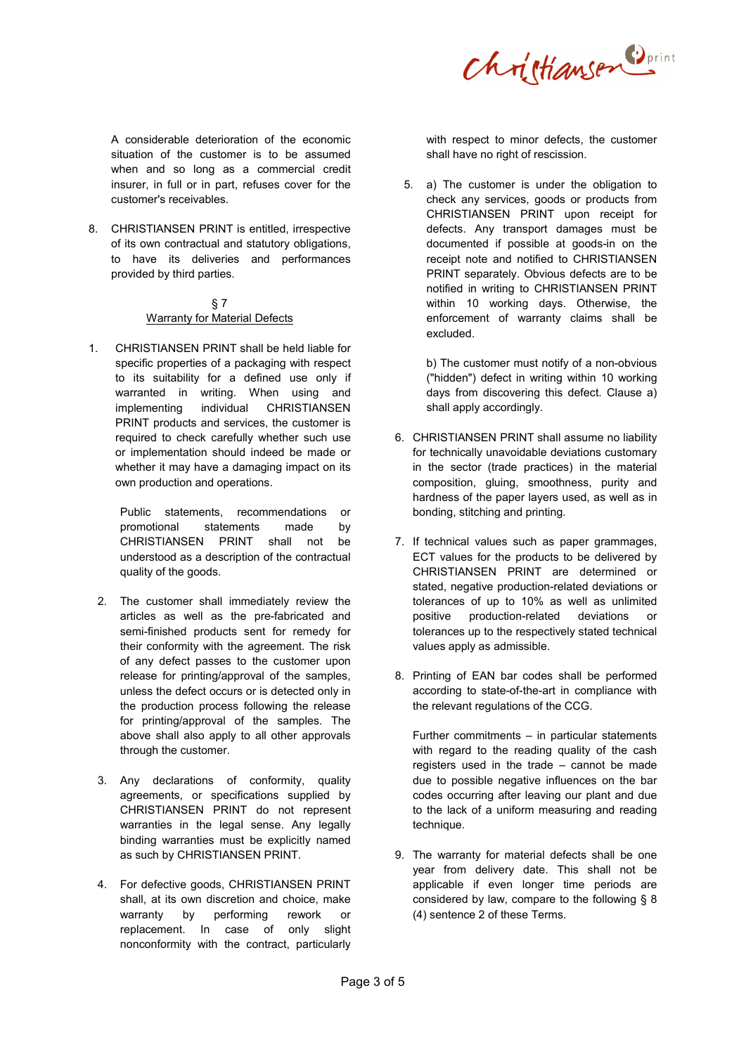A considerable deterioration of the economic situation of the customer is to be assumed when and so long as a commercial credit insurer, in full or in part, refuses cover for the customer's receivables.

8. CHRISTIANSEN PRINT is entitled, irrespective of its own contractual and statutory obligations, to have its deliveries and performances provided by third parties.

## § 7
## Warranty for Material Defects

1. CHRISTIANSEN PRINT shall be held liable for specific properties of a packaging with respect to its suitability for a defined use only if warranted in writing. When using and implementing individual CHRISTIANSEN PRINT products and services, the customer is required to check carefully whether such use or implementation should indeed be made or whether it may have a damaging impact on its own production and operations.

   Public statements, recommendations or promotional statements made by CHRISTIANSEN PRINT shall not be understood as a description of the contractual quality of the goods.

2. The customer shall immediately review the articles as well as the pre-fabricated and semi-finished products sent for remedy for their conformity with the agreement. The risk of any defect passes to the customer upon release for printing/approval of the samples, unless the defect occurs or is detected only in the production process following the release for printing/approval of the samples. The above shall also apply to all other approvals through the customer.

3. Any declarations of conformity, quality agreements, or specifications supplied by CHRISTIANSEN PRINT do not represent warranties in the legal sense. Any legally binding warranties must be explicitly named as such by CHRISTIANSEN PRINT.

4. For defective goods, CHRISTIANSEN PRINT shall, at its own discretion and choice, make warranty by performing rework or replacement. In case of only slight nonconformity with the contract, particularly with respect to minor defects, the customer shall have no right of rescission.

5. a) The customer is under the obligation to check any services, goods or products from CHRISTIANSEN PRINT upon receipt for defects. Any transport damages must be documented if possible at goods-in on the receipt note and notified to CHRISTIANSEN PRINT separately. Obvious defects are to be notified in writing to CHRISTIANSEN PRINT within 10 working days. Otherwise, the enforcement of warranty claims shall be excluded.

   b) The customer must notify of a non-obvious ("hidden") defect in writing within 10 working days from discovering this defect. Clause a) shall apply accordingly.

6. CHRISTIANSEN PRINT shall assume no liability for technically unavoidable deviations customary in the sector (trade practices) in the material composition, gluing, smoothness, purity and hardness of the paper layers used, as well as in bonding, stitching and printing.

7. If technical values such as paper grammages, ECT values for the products to be delivered by CHRISTIANSEN PRINT are determined or stated, negative production-related deviations or tolerances of up to 10% as well as unlimited positive production-related deviations or tolerances up to the respectively stated technical values apply as admissible.

8. Printing of EAN bar codes shall be performed according to state-of-the-art in compliance with the relevant regulations of the CCG.

   Further commitments – in particular statements with regard to the reading quality of the cash registers used in the trade – cannot be made due to possible negative influences on the bar codes occurring after leaving our plant and due to the lack of a uniform measuring and reading technique.

9. The warranty for material defects shall be one year from delivery date. This shall not be applicable if even longer time periods are considered by law, compare to the following § 8 (4) sentence 2 of these Terms.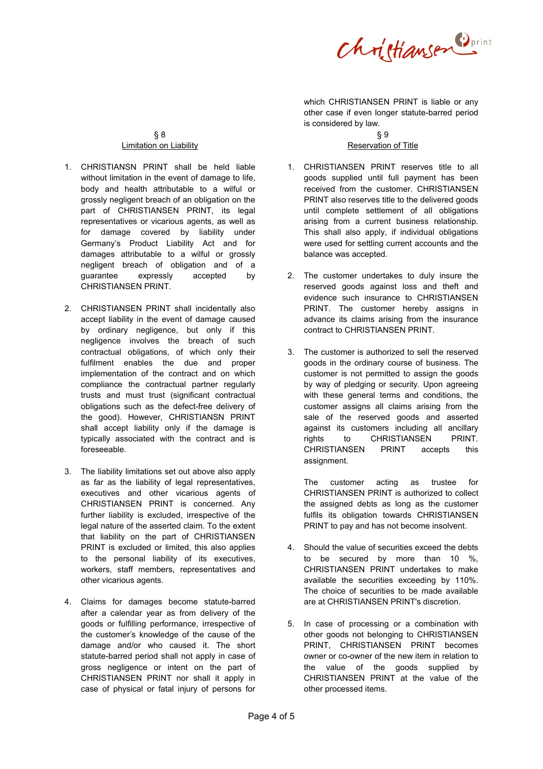## § 8
## Limitation on Liability

1. CHRISTIANSN PRINT shall be held liable without limitation in the event of damage to life, body and health attributable to a wilful or grossly negligent breach of an obligation on the part of CHRISTIANSEN PRINT, its legal representatives or vicarious agents, as well as for damage covered by liability under Germany's Product Liability Act and for damages attributable to a wilful or grossly negligent breach of obligation and of a guarantee expressly accepted by CHRISTIANSEN PRINT.

2. CHRISTIANSEN PRINT shall incidentally also accept liability in the event of damage caused by ordinary negligence, but only if this negligence involves the breach of such contractual obligations, of which only their fulfilment enables the due and proper implementation of the contract and on which compliance the contractual partner regularly trusts and must trust (significant contractual obligations such as the defect-free delivery of the good). However, CHRISTIANSN PRINT shall accept liability only if the damage is typically associated with the contract and is foreseeable.

3. The liability limitations set out above also apply as far as the liability of legal representatives, executives and other vicarious agents of CHRISTIANSEN PRINT is concerned. Any further liability is excluded, irrespective of the legal nature of the asserted claim. To the extent that liability on the part of CHRISTIANSEN PRINT is excluded or limited, this also applies to the personal liability of its executives, workers, staff members, representatives and other vicarious agents.

4. Claims for damages become statute-barred after a calendar year as from delivery of the goods or fulfilling performance, irrespective of the customer's knowledge of the cause of the damage and/or who caused it. The short statute-barred period shall not apply in case of gross negligence or intent on the part of CHRISTIANSEN PRINT nor shall it apply in case of physical or fatal injury of persons for which CHRISTIANSEN PRINT is liable or any other case if even longer statute-barred period is considered by law.

## § 9
## Reservation of Title

1. CHRISTIANSEN PRINT reserves title to all goods supplied until full payment has been received from the customer. CHRISTIANSEN PRINT also reserves title to the delivered goods until complete settlement of all obligations arising from a current business relationship. This shall also apply, if individual obligations were used for settling current accounts and the balance was accepted.

2. The customer undertakes to duly insure the reserved goods against loss and theft and evidence such insurance to CHRISTIANSEN PRINT. The customer hereby assigns in advance its claims arising from the insurance contract to CHRISTIANSEN PRINT.

3. The customer is authorized to sell the reserved goods in the ordinary course of business. The customer is not permitted to assign the goods by way of pledging or security. Upon agreeing with these general terms and conditions, the customer assigns all claims arising from the sale of the reserved goods and asserted against its customers including all ancillary rights to CHRISTIANSEN PRINT. CHRISTIANSEN PRINT accepts this assignment.

   The customer acting as trustee for CHRISTIANSEN PRINT is authorized to collect the assigned debts as long as the customer fulfils its obligation towards CHRISTIANSEN PRINT to pay and has not become insolvent.

4. Should the value of securities exceed the debts to be secured by more than 10 %, CHRISTIANSEN PRINT undertakes to make available the securities exceeding by 110%. The choice of securities to be made available are at CHRISTIANSEN PRINT's discretion.

5. In case of processing or a combination with other goods not belonging to CHRISTIANSEN PRINT, CHRISTIANSEN PRINT becomes owner or co-owner of the new item in relation to the value of the goods supplied by CHRISTIANSEN PRINT at the value of the other processed items.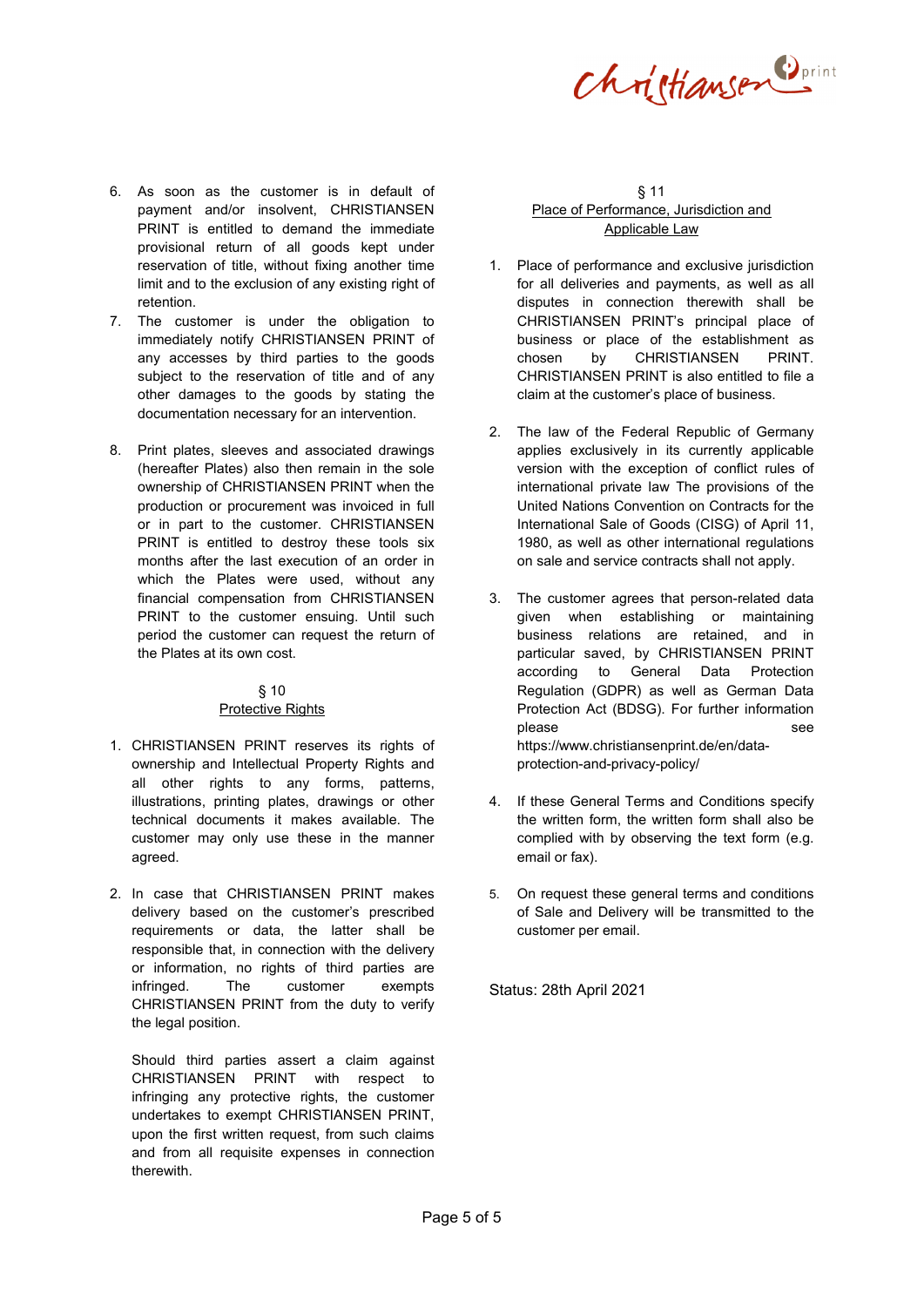6. As soon as the customer is in default of payment and/or insolvent, CHRISTIANSEN PRINT is entitled to demand the immediate provisional return of all goods kept under reservation of title, without fixing another time limit and to the exclusion of any existing right of retention.
7. The customer is under the obligation to immediately notify CHRISTIANSEN PRINT of any accesses by third parties to the goods subject to the reservation of title and of any other damages to the goods by stating the documentation necessary for an intervention.

8. Print plates, sleeves and associated drawings (hereafter Plates) also then remain in the sole ownership of CHRISTIANSEN PRINT when the production or procurement was invoiced in full or in part to the customer. CHRISTIANSEN PRINT is entitled to destroy these tools six months after the last execution of an order in which the Plates were used, without any financial compensation from CHRISTIANSEN PRINT to the customer ensuing. Until such period the customer can request the return of the Plates at its own cost.

## § 10
## Protective Rights

1. CHRISTIANSEN PRINT reserves its rights of ownership and Intellectual Property Rights and all other rights to any forms, patterns, illustrations, printing plates, drawings or other technical documents it makes available. The customer may only use these in the manner agreed.

2. In case that CHRISTIANSEN PRINT makes delivery based on the customer's prescribed requirements or data, the latter shall be responsible that, in connection with the delivery or information, no rights of third parties are infringed. The customer exempts CHRISTIANSEN PRINT from the duty to verify the legal position.

   Should third parties assert a claim against CHRISTIANSEN PRINT with respect to infringing any protective rights, the customer undertakes to exempt CHRISTIANSEN PRINT, upon the first written request, from such claims and from all requisite expenses in connection therewith.

## § 11
## Place of Performance, Jurisdiction and Applicable Law

1. Place of performance and exclusive jurisdiction for all deliveries and payments, as well as all disputes in connection therewith shall be CHRISTIANSEN PRINT's principal place of business or place of the establishment as chosen by CHRISTIANSEN PRINT. CHRISTIANSEN PRINT is also entitled to file a claim at the customer's place of business.

2. The law of the Federal Republic of Germany applies exclusively in its currently applicable version with the exception of conflict rules of international private law The provisions of the United Nations Convention on Contracts for the International Sale of Goods (CISG) of April 11, 1980, as well as other international regulations on sale and service contracts shall not apply.

3. The customer agrees that person-related data given when establishing or maintaining business relations are retained, and in particular saved, by CHRISTIANSEN PRINT according to General Data Protection Regulation (GDPR) as well as German Data Protection Act (BDSG). For further information please see https://www.christiansenprint.de/en/data-protection-and-privacy-policy/

4. If these General Terms and Conditions specify the written form, the written form shall also be complied with by observing the text form (e.g. email or fax).

5. On request these general terms and conditions of Sale and Delivery will be transmitted to the customer per email.

Status: 28th April 2021